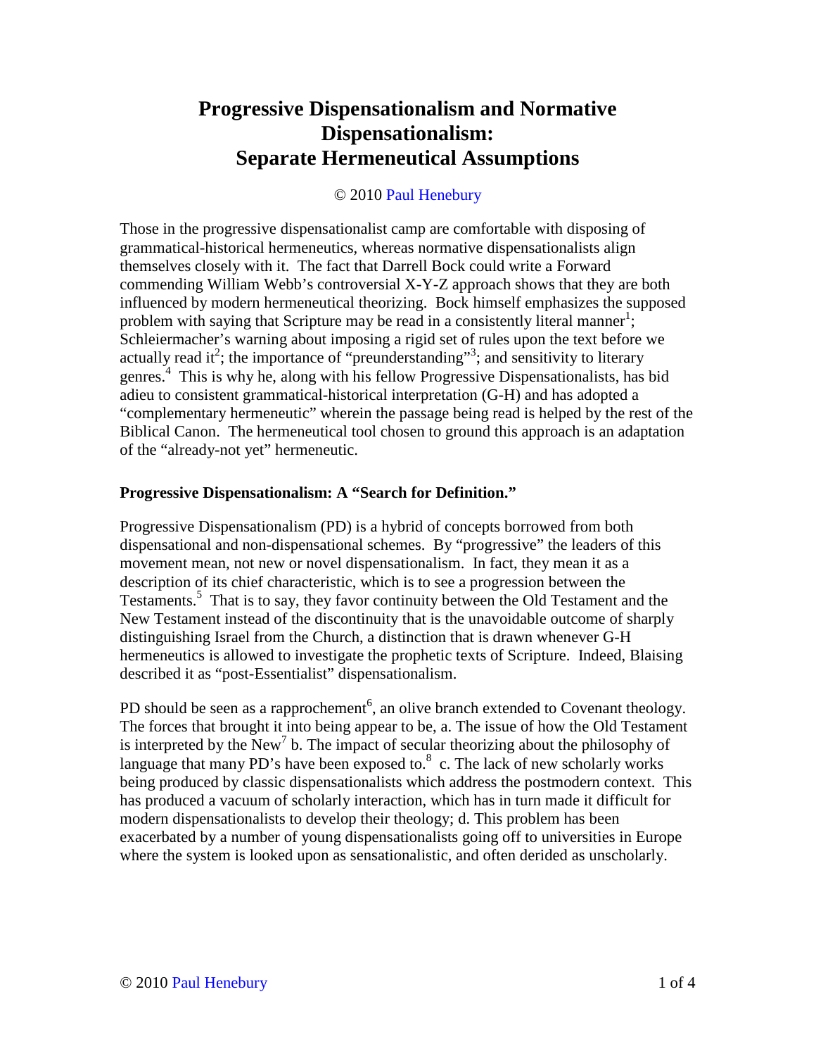# Progressive Dispensationalism and Normative Dispensationalism: Separate Hermeneutical Assumptions

© 2010 Paul Henebury

Those in the progressive dispensationalist camp are comfortable with disposing of grammatical-historical hermeneutics, whereas normative dispensationalists align themselves closely with it. The fact that Darrell Bock could write a Forward commending William Webb's controversial X-Y-Z approach shows that they are both influenced by modern hermeneutical theorizing. Bock himself emphasizes the supposed problem with saying that Scripture may be read in a consistently literal manner[1]; Schleiermacher's warning about imposing a rigid set of rules upon the text before we actually read it[2]; the importance of "preunderstanding"[3]; and sensitivity to literary genres.[4] This is why he, along with his fellow Progressive Dispensationalists, has bid adieu to consistent grammatical-historical interpretation (G-H) and has adopted a "complementary hermeneutic" wherein the passage being read is helped by the rest of the Biblical Canon. The hermeneutical tool chosen to ground this approach is an adaptation of the "already-not yet" hermeneutic.

### Progressive Dispensationalism: A "Search for Definition."

Progressive Dispensationalism (PD) is a hybrid of concepts borrowed from both dispensational and non-dispensational schemes. By "progressive" the leaders of this movement mean, not new or novel dispensationalism. In fact, they mean it as a description of its chief characteristic, which is to see a progression between the Testaments.[5] That is to say, they favor continuity between the Old Testament and the New Testament instead of the discontinuity that is the unavoidable outcome of sharply distinguishing Israel from the Church, a distinction that is drawn whenever G-H hermeneutics is allowed to investigate the prophetic texts of Scripture. Indeed, Blaising described it as "post-Essentialist" dispensationalism.

PD should be seen as a rapprochement[6], an olive branch extended to Covenant theology. The forces that brought it into being appear to be, a. The issue of how the Old Testament is interpreted by the New[7] b. The impact of secular theorizing about the philosophy of language that many PD's have been exposed to.[8] c. The lack of new scholarly works being produced by classic dispensationalists which address the postmodern context. This has produced a vacuum of scholarly interaction, which has in turn made it difficult for modern dispensationalists to develop their theology; d. This problem has been exacerbated by a number of young dispensationalists going off to universities in Europe where the system is looked upon as sensationalistic, and often derided as unscholarly.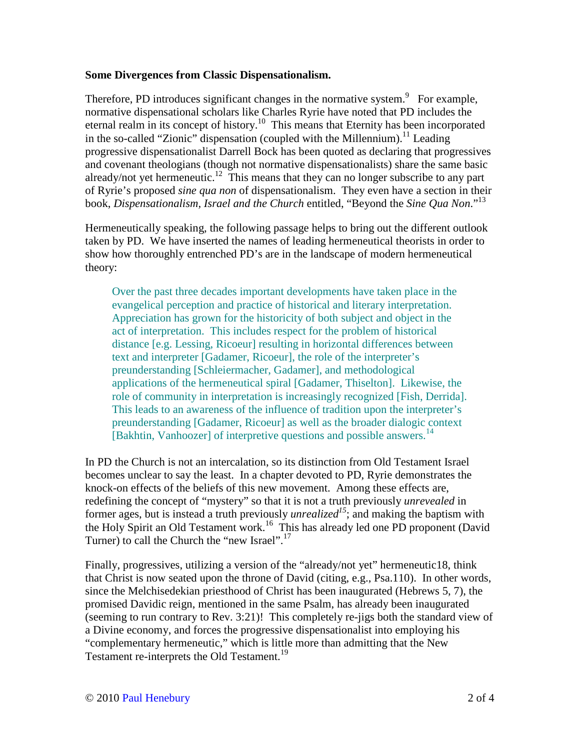**Some Divergences from Classic Dispensationalism.**

Therefore, PD introduces significant changes in the normative system.[9] For example, normative dispensational scholars like Charles Ryrie have noted that PD includes the eternal realm in its concept of history.[10] This means that Eternity has been incorporated in the so-called "Zionic" dispensation (coupled with the Millennium).[11] Leading progressive dispensationalist Darrell Bock has been quoted as declaring that progressives and covenant theologians (though not normative dispensationalists) share the same basic already/not yet hermeneutic.[12] This means that they can no longer subscribe to any part of Ryrie's proposed *sine qua non* of dispensationalism. They even have a section in their book, *Dispensationalism, Israel and the Church* entitled, "Beyond the *Sine Qua Non*."[13]

Hermeneutically speaking, the following passage helps to bring out the different outlook taken by PD. We have inserted the names of leading hermeneutical theorists in order to show how thoroughly entrenched PD's are in the landscape of modern hermeneutical theory:

> Over the past three decades important developments have taken place in the evangelical perception and practice of historical and literary interpretation. Appreciation has grown for the historicity of both subject and object in the act of interpretation. This includes respect for the problem of historical distance [e.g. Lessing, Ricoeur] resulting in horizontal differences between text and interpreter [Gadamer, Ricoeur], the role of the interpreter's preunderstanding [Schleiermacher, Gadamer], and methodological applications of the hermeneutical spiral [Gadamer, Thiselton]. Likewise, the role of community in interpretation is increasingly recognized [Fish, Derrida]. This leads to an awareness of the influence of tradition upon the interpreter's preunderstanding [Gadamer, Ricoeur] as well as the broader dialogic context [Bakhtin, Vanhoozer] of interpretive questions and possible answers.[14]

In PD the Church is not an intercalation, so its distinction from Old Testament Israel becomes unclear to say the least. In a chapter devoted to PD, Ryrie demonstrates the knock-on effects of the beliefs of this new movement. Among these effects are, redefining the concept of "mystery" so that it is not a truth previously *unrevealed* in former ages, but is instead a truth previously *unrealized*[15]; and making the baptism with the Holy Spirit an Old Testament work.[16] This has already led one PD proponent (David Turner) to call the Church the "new Israel".[17]

Finally, progressives, utilizing a version of the "already/not yet" hermeneutic18, think that Christ is now seated upon the throne of David (citing, e.g., Psa.110). In other words, since the Melchisedekian priesthood of Christ has been inaugurated (Hebrews 5, 7), the promised Davidic reign, mentioned in the same Psalm, has already been inaugurated (seeming to run contrary to Rev. 3:21)! This completely re-jigs both the standard view of a Divine economy, and forces the progressive dispensationalist into employing his "complementary hermeneutic," which is little more than admitting that the New Testament re-interprets the Old Testament.[19]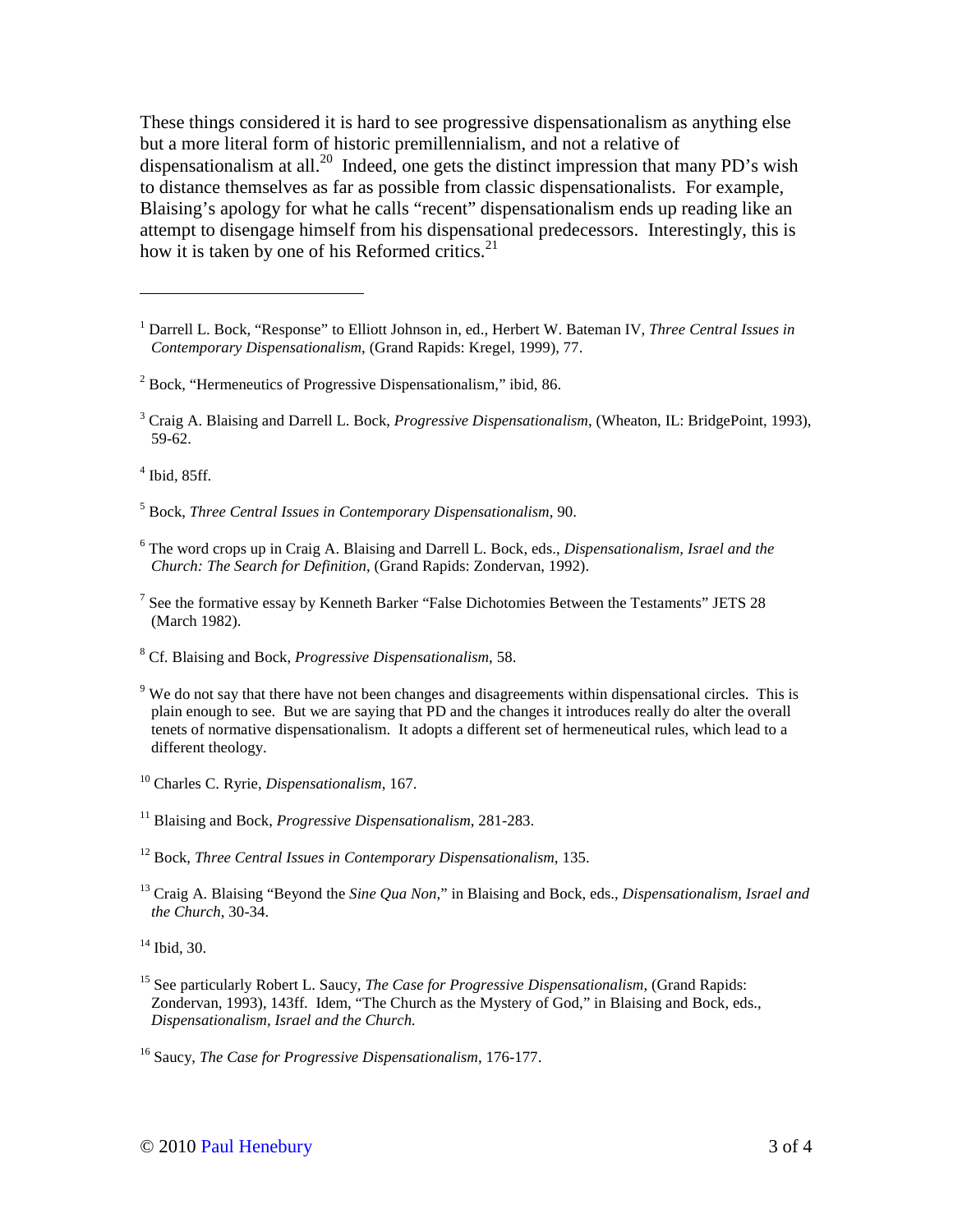These things considered it is hard to see progressive dispensationalism as anything else but a more literal form of historic premillennialism, and not a relative of dispensationalism at all.[20] Indeed, one gets the distinct impression that many PD's wish to distance themselves as far as possible from classic dispensationalists. For example, Blaising's apology for what he calls "recent" dispensationalism ends up reading like an attempt to disengage himself from his dispensational predecessors. Interestingly, this is how it is taken by one of his Reformed critics.[21]

---

[1] Darrell L. Bock, "Response" to Elliott Johnson in, ed., Herbert W. Bateman IV, *Three Central Issues in Contemporary Dispensationalism*, (Grand Rapids: Kregel, 1999), 77.

[2] Bock, "Hermeneutics of Progressive Dispensationalism," ibid, 86.

[3] Craig A. Blaising and Darrell L. Bock, *Progressive Dispensationalism*, (Wheaton, IL: BridgePoint, 1993), 59-62.

[4] Ibid, 85ff.

[5] Bock, *Three Central Issues in Contemporary Dispensationalism*, 90.

[6] The word crops up in Craig A. Blaising and Darrell L. Bock, eds., *Dispensationalism, Israel and the Church: The Search for Definition*, (Grand Rapids: Zondervan, 1992).

[7] See the formative essay by Kenneth Barker "False Dichotomies Between the Testaments" JETS 28 (March 1982).

[8] Cf. Blaising and Bock, *Progressive Dispensationalism*, 58.

[9] We do not say that there have not been changes and disagreements within dispensational circles. This is plain enough to see. But we are saying that PD and the changes it introduces really do alter the overall tenets of normative dispensationalism. It adopts a different set of hermeneutical rules, which lead to a different theology.

[10] Charles C. Ryrie, *Dispensationalism*, 167.

[11] Blaising and Bock, *Progressive Dispensationalism*, 281-283.

[12] Bock, *Three Central Issues in Contemporary Dispensationalism*, 135.

[13] Craig A. Blaising "Beyond the *Sine Qua Non*," in Blaising and Bock, eds., *Dispensationalism, Israel and the Church*, 30-34.

[14] Ibid, 30.

[15] See particularly Robert L. Saucy, *The Case for Progressive Dispensationalism*, (Grand Rapids: Zondervan, 1993), 143ff. Idem, "The Church as the Mystery of God," in Blaising and Bock, eds., *Dispensationalism, Israel and the Church.*

[16] Saucy, *The Case for Progressive Dispensationalism*, 176-177.

© 2010 Paul Henebury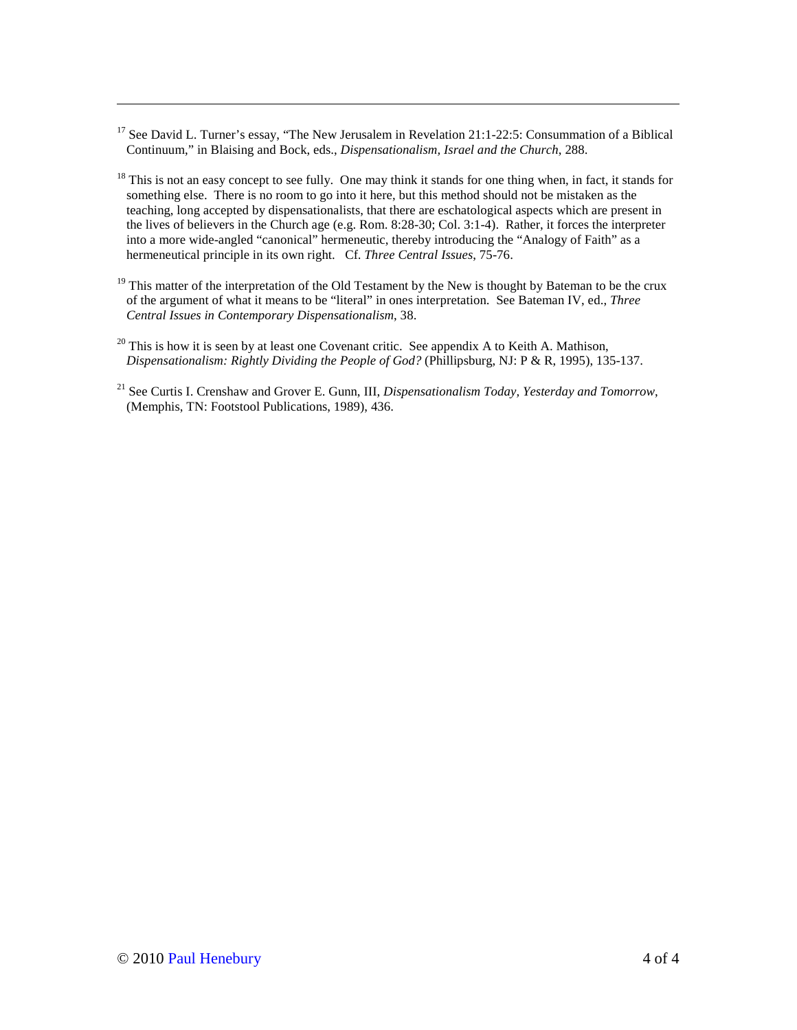[17] See David L. Turner's essay, "The New Jerusalem in Revelation 21:1-22:5: Consummation of a Biblical Continuum," in Blaising and Bock, eds., *Dispensationalism, Israel and the Church*, 288.

[18] This is not an easy concept to see fully. One may think it stands for one thing when, in fact, it stands for something else. There is no room to go into it here, but this method should not be mistaken as the teaching, long accepted by dispensationalists, that there are eschatological aspects which are present in the lives of believers in the Church age (e.g. Rom. 8:28-30; Col. 3:1-4). Rather, it forces the interpreter into a more wide-angled "canonical" hermeneutic, thereby introducing the "Analogy of Faith" as a hermeneutical principle in its own right. Cf. *Three Central Issues*, 75-76.

[19] This matter of the interpretation of the Old Testament by the New is thought by Bateman to be the crux of the argument of what it means to be "literal" in ones interpretation. See Bateman IV, ed., *Three Central Issues in Contemporary Dispensationalism*, 38.

[20] This is how it is seen by at least one Covenant critic. See appendix A to Keith A. Mathison, *Dispensationalism: Rightly Dividing the People of God?* (Phillipsburg, NJ: P & R, 1995), 135-137.

[21] See Curtis I. Crenshaw and Grover E. Gunn, III, *Dispensationalism Today, Yesterday and Tomorrow*, (Memphis, TN: Footstool Publications, 1989), 436.

© 2010 Paul Henebury